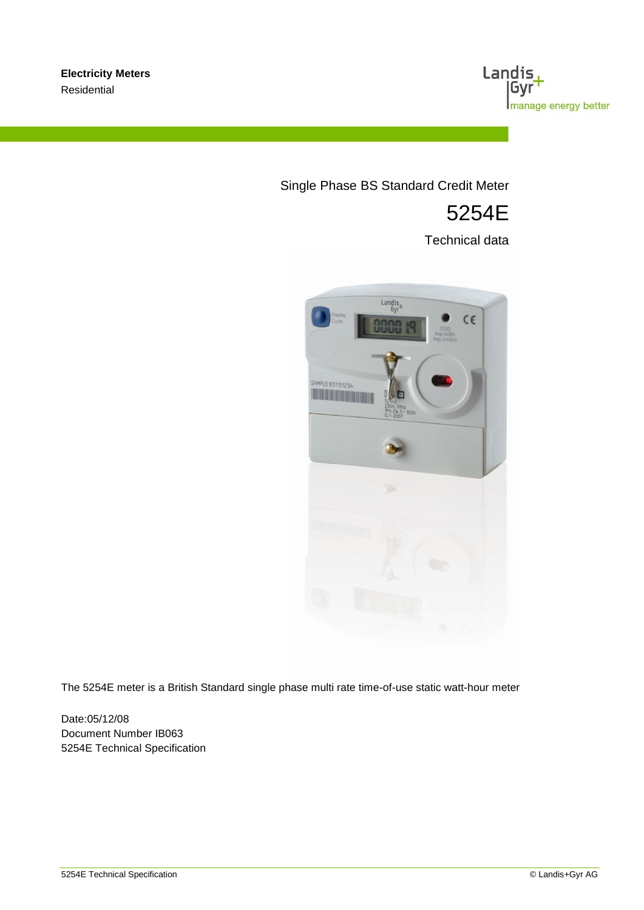**Electricity Meters**

Residential

Single Phase BS Standard Credit Meter

# 5254E

Technical data

The 5254E meter is a British Standard single phase multi rate time-of-use static watt-hour meter

Date:05/12/08

Document Number IB063

5254E Technical Specification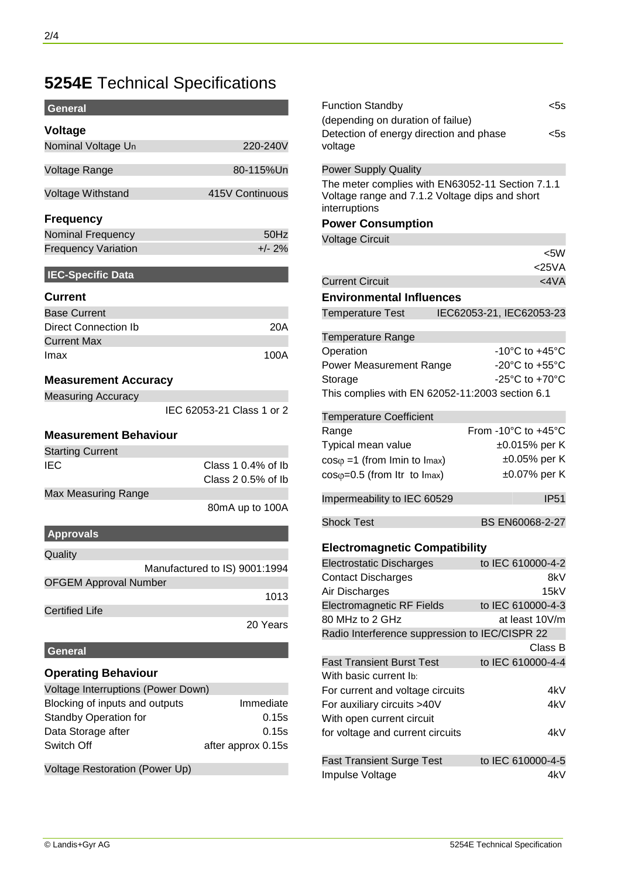# 5254E Technical Specifications

## General

### Voltage

| | |
|---|---|
| Nominal Voltage $U_n$ | 220-240V |
| Voltage Range | 80-115%Un |
| Voltage Withstand | 415V Continuous |

### Frequency

| | |
|---|---|
| Nominal Frequency | 50Hz |
| Frequency Variation | +/- 2% |

## IEC-Specific Data

### Current

| | |
|---|---|
| Base Current | |
| Direct Connection Ib | 20A |
| Current Max | |
| Imax | 100A |

### Measurement Accuracy

| | |
|---|---|
| Measuring Accuracy | |
| | IEC 62053-21 Class 1 or 2 |

### Measurement Behaviour

| | |
|---|---|
| Starting Current | |
| IEC | Class 1 0.4% of Ib |
| | Class 2 0.5% of Ib |
| Max Measuring Range | |
| | 80mA up to 100A |

## Approvals

| | |
|---|---|
| Quality | |
| | Manufactured to IS) 9001:1994 |
| OFGEM Approval Number | |
| | 1013 |
| Certified Life | |
| | 20 Years |

## General

### Operating Behaviour

| | |
|---|---|
| Voltage Interruptions (Power Down) | |
| Blocking of inputs and outputs | Immediate |
| Standby Operation for | 0.15s |
| Data Storage after | 0.15s |
| Switch Off | after approx 0.15s |
| Voltage Restoration (Power Up) | |
| Function Standby (depending on duration of failue) | <5s |
| Detection of energy direction and phase voltage | <5s |

Power Supply Quality

The meter complies with EN63052-11 Section 7.1.1 Voltage range and 7.1.2 Voltage dips and short interruptions

### Power Consumption

| | |
|---|---|
| Voltage Circuit | |
| | <5W |
| | <25VA |
| Current Circuit | <4VA |

### Environmental Influences

| | |
|---|---|
| Temperature Test | IEC62053-21, IEC62053-23 |
| Temperature Range | |
| Operation | -10°C to +45°C |
| Power Measurement Range | -20°C to +55°C |
| Storage | -25°C to +70°C |

This complies with EN 62052-11:2003 section 6.1

| | |
|---|---|
| Temperature Coefficient | |
| Range | From -10°C to +45°C |
| Typical mean value | ±0.015% per K |
| $\cos\varphi = 1$ (from Imin to Imax) | ±0.05% per K |
| $\cos\varphi = 0.5$ (from Itr to Imax) | ±0.07% per K |
| Impermeability to IEC 60529 | IP51 |
| Shock Test | BS EN60068-2-27 |

### Electromagnetic Compatibility

| | |
|---|---|
| Electrostatic Discharges | to IEC 610000-4-2 |
| Contact Discharges | 8kV |
| Air Discharges | 15kV |
| Electromagnetic RF Fields | to IEC 610000-4-3 |
| 80 MHz to 2 GHz | at least 10V/m |
| Radio Interference suppression to IEC/CISPR 22 | |
| | Class B |
| Fast Transient Burst Test | to IEC 610000-4-4 |
| With basic current Ib: | |
| For current and voltage circuits | 4kV |
| For auxiliary circuits >40V | 4kV |
| With open current circuit | |
| for voltage and current circuits | 4kV |
| Fast Transient Surge Test | to IEC 610000-4-5 |
| Impulse Voltage | 4kV |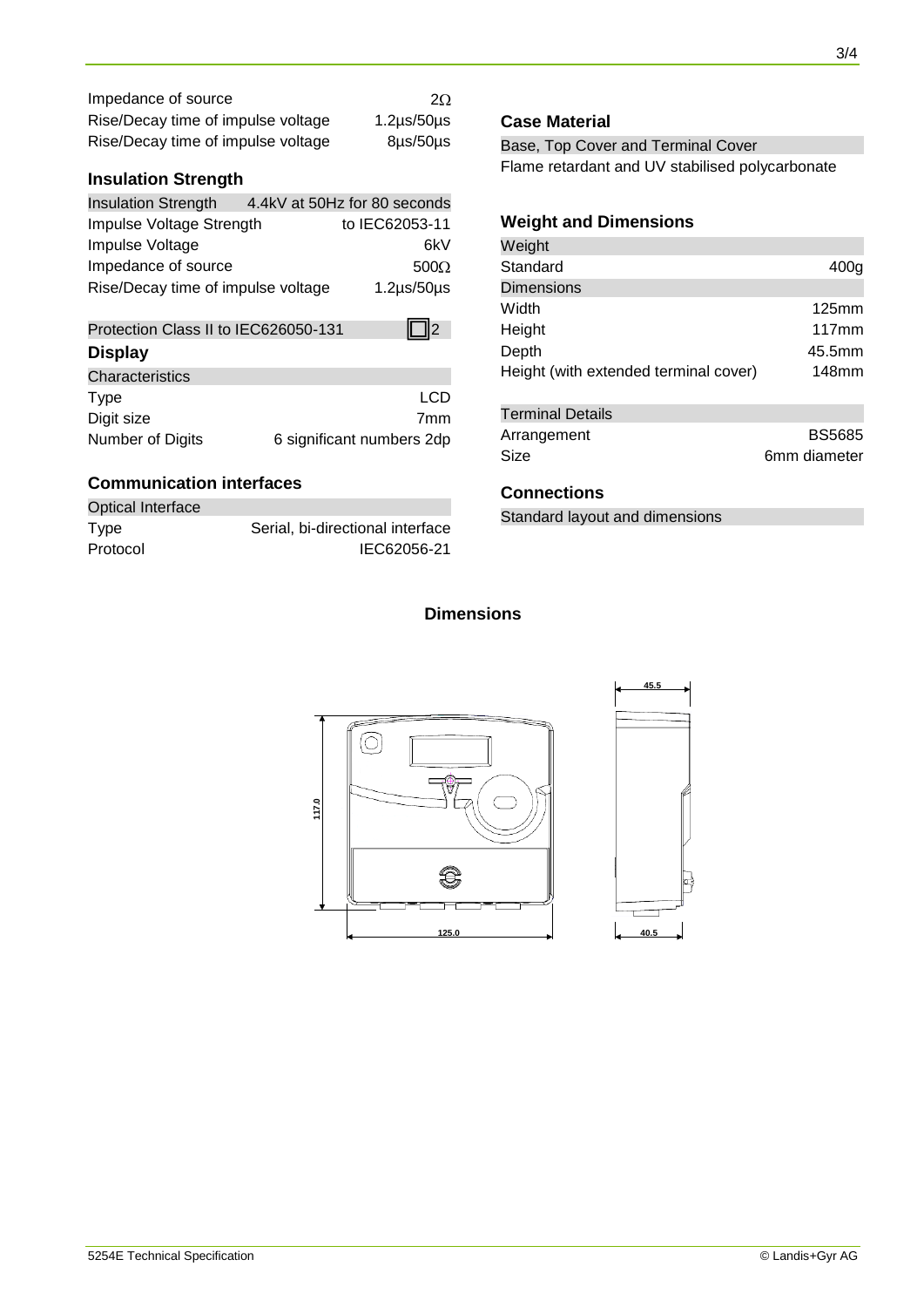| | |
|---|---|
| Impedance of source | 2Ω |
| Rise/Decay time of impulse voltage | 1.2µs/50µs |
| Rise/Decay time of impulse voltage | 8µs/50µs |

### Insulation Strength

| | |
|---|---|
| Insulation Strength | 4.4kV at 50Hz for 80 seconds |
| Impulse Voltage Strength | to IEC62053-11 |
| Impulse Voltage | 6kV |
| Impedance of source | 500Ω |
| Rise/Decay time of impulse voltage | 1.2µs/50µs |

| | |
|---|---|
| Protection Class II to IEC626050-131 | ▢2 |

### Display

| Characteristics | |
|---|---|
| Type | LCD |
| Digit size | 7mm |
| Number of Digits | 6 significant numbers 2dp |

### Communication interfaces

| Optical Interface | |
|---|---|
| Type | Serial, bi-directional interface |
| Protocol | IEC62056-21 |

### Case Material

Base, Top Cover and Terminal Cover

Flame retardant and UV stabilised polycarbonate

### Weight and Dimensions

| Weight | |
|---|---|
| Standard | 400g |
| **Dimensions** | |
| Width | 125mm |
| Height | 117mm |
| Depth | 45.5mm |
| Height (with extended terminal cover) | 148mm |

| Terminal Details | |
|---|---|
| Arrangement | BS5685 |
| Size | 6mm diameter |

### Connections

Standard layout and dimensions

### Dimensions

117.0

125.0

45.5

40.5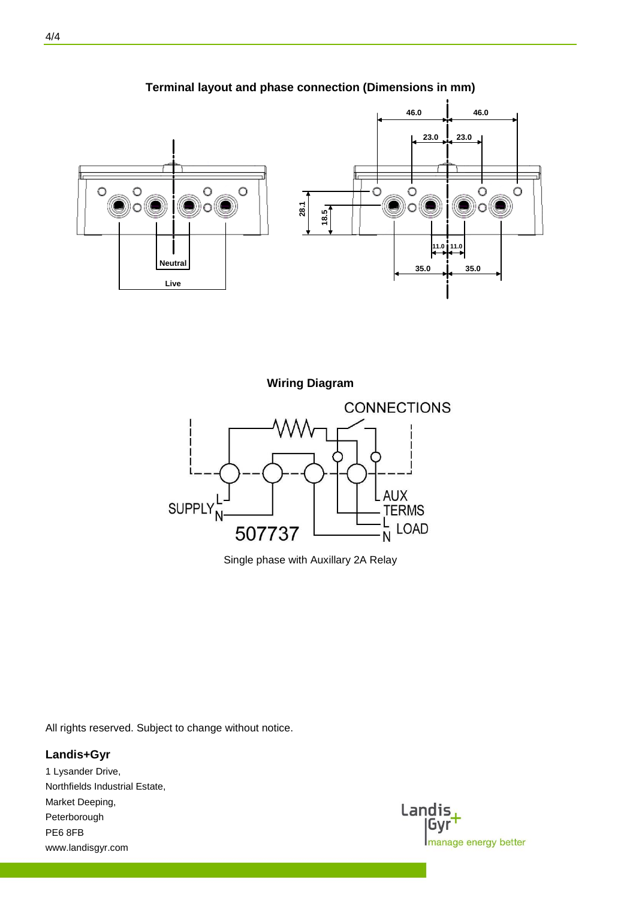**Terminal layout and phase connection (Dimensions in mm)**

46.0
46.0
23.0
23.0
28.1
18.5
11.0
11.0
35.0
35.0
Neutral
Live

**Wiring Diagram**

CONNECTIONS
SUPPLY L N
507737
AUX TERMS
L N LOAD

Single phase with Auxillary 2A Relay

All rights reserved. Subject to change without notice.

**Landis+Gyr**

1 Lysander Drive,
Northfields Industrial Estate,
Market Deeping,
Peterborough
PE6 8FB
www.landisgyr.com

Landis+Gyr
manage energy better